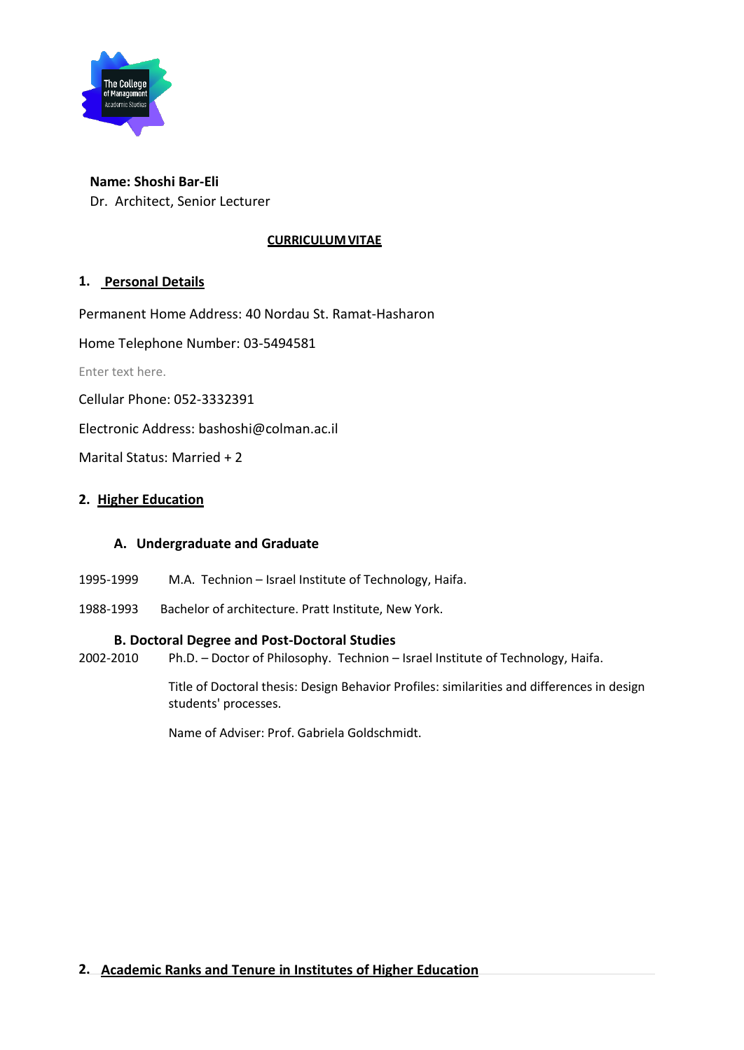**Name: Shoshi Bar-Eli**
Dr. Architect, Senior Lecturer

**CURRICULUM VITAE**

## 1. Personal Details

Permanent Home Address: 40 Nordau St. Ramat-Hasharon

Home Telephone Number: 03-5494581

Enter text here.

Cellular Phone: 052-3332391

Electronic Address: bashoshi@colman.ac.il

Marital Status: Married + 2

## 2. Higher Education

### A. Undergraduate and Graduate

1995-1999 M.A. Technion – Israel Institute of Technology, Haifa.

1988-1993 Bachelor of architecture. Pratt Institute, New York.

### B. Doctoral Degree and Post-Doctoral Studies

2002-2010 Ph.D. – Doctor of Philosophy. Technion – Israel Institute of Technology, Haifa.

Title of Doctoral thesis: Design Behavior Profiles: similarities and differences in design students' processes.

Name of Adviser: Prof. Gabriela Goldschmidt.

## 2. Academic Ranks and Tenure in Institutes of Higher Education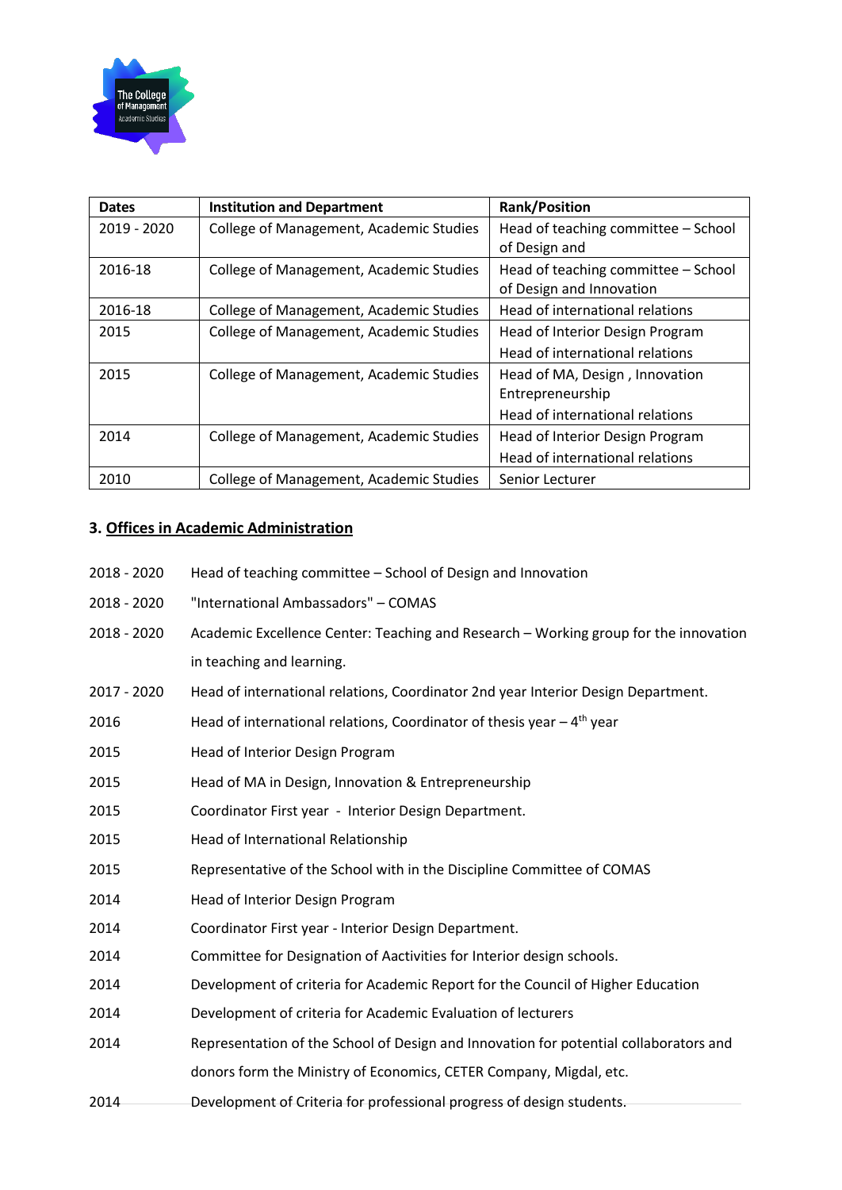| Dates | Institution and Department | Rank/Position |
|---|---|---|
| 2019 - 2020 | College of Management, Academic Studies | Head of teaching committee – School of Design and |
| 2016-18 | College of Management, Academic Studies | Head of teaching committee – School of Design and Innovation |
| 2016-18 | College of Management, Academic Studies | Head of international relations |
| 2015 | College of Management, Academic Studies | Head of Interior Design Program<br>Head of international relations |
| 2015 | College of Management, Academic Studies | Head of MA, Design , Innovation Entrepreneurship<br>Head of international relations |
| 2014 | College of Management, Academic Studies | Head of Interior Design Program<br>Head of international relations |
| 2010 | College of Management, Academic Studies | Senior Lecturer |

### 3. Offices in Academic Administration

| | |
|---|---|
| 2018 - 2020 | Head of teaching committee – School of Design and Innovation |
| 2018 - 2020 | "International Ambassadors" – COMAS |
| 2018 - 2020 | Academic Excellence Center: Teaching and Research – Working group for the innovation in teaching and learning. |
| 2017 - 2020 | Head of international relations, Coordinator 2nd year Interior Design Department. |
| 2016 | Head of international relations, Coordinator of thesis year – 4th year |
| 2015 | Head of Interior Design Program |
| 2015 | Head of MA in Design, Innovation & Entrepreneurship |
| 2015 | Coordinator First year - Interior Design Department. |
| 2015 | Head of International Relationship |
| 2015 | Representative of the School with in the Discipline Committee of COMAS |
| 2014 | Head of Interior Design Program |
| 2014 | Coordinator First year - Interior Design Department. |
| 2014 | Committee for Designation of Aactivities for Interior design schools. |
| 2014 | Development of criteria for Academic Report for the Council of Higher Education |
| 2014 | Development of criteria for Academic Evaluation of lecturers |
| 2014 | Representation of the School of Design and Innovation for potential collaborators and donors form the Ministry of Economics, CETER Company, Migdal, etc. |
| 2014 | Development of Criteria for professional progress of design students. |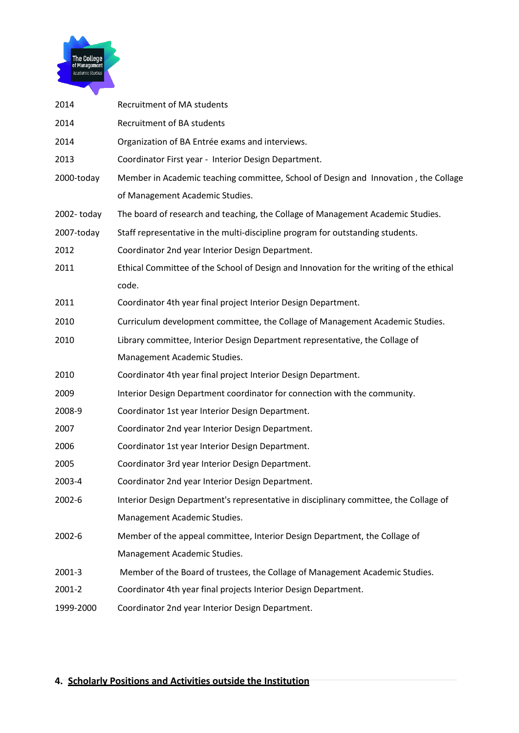| | |
|---|---|
| 2014 | Recruitment of MA students |
| 2014 | Recruitment of BA students |
| 2014 | Organization of BA Entrée exams and interviews. |
| 2013 | Coordinator First year - Interior Design Department. |
| 2000-today | Member in Academic teaching committee, School of Design and Innovation , the Collage of Management Academic Studies. |
| 2002- today | The board of research and teaching, the Collage of Management Academic Studies. |
| 2007-today | Staff representative in the multi-discipline program for outstanding students. |
| 2012 | Coordinator 2nd year Interior Design Department. |
| 2011 | Ethical Committee of the School of Design and Innovation for the writing of the ethical code. |
| 2011 | Coordinator 4th year final project Interior Design Department. |
| 2010 | Curriculum development committee, the Collage of Management Academic Studies. |
| 2010 | Library committee, Interior Design Department representative, the Collage of Management Academic Studies. |
| 2010 | Coordinator 4th year final project Interior Design Department. |
| 2009 | Interior Design Department coordinator for connection with the community. |
| 2008-9 | Coordinator 1st year Interior Design Department. |
| 2007 | Coordinator 2nd year Interior Design Department. |
| 2006 | Coordinator 1st year Interior Design Department. |
| 2005 | Coordinator 3rd year Interior Design Department. |
| 2003-4 | Coordinator 2nd year Interior Design Department. |
| 2002-6 | Interior Design Department's representative in disciplinary committee, the Collage of Management Academic Studies. |
| 2002-6 | Member of the appeal committee, Interior Design Department, the Collage of Management Academic Studies. |
| 2001-3 | Member of the Board of trustees, the Collage of Management Academic Studies. |
| 2001-2 | Coordinator 4th year final projects Interior Design Department. |
| 1999-2000 | Coordinator 2nd year Interior Design Department. |

## 4. Scholarly Positions and Activities outside the Institution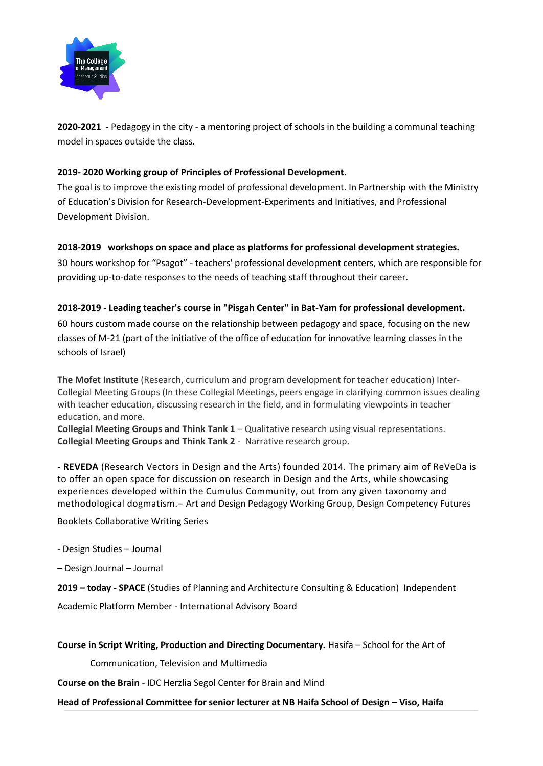**2020-2021 -** Pedagogy in the city - a mentoring project of schools in the building a communal teaching model in spaces outside the class.

**2019- 2020 Working group of Principles of Professional Development**.

The goal is to improve the existing model of professional development. In Partnership with the Ministry of Education's Division for Research-Development-Experiments and Initiatives, and Professional Development Division.

**2018-2019 workshops on space and place as platforms for professional development strategies.**

30 hours workshop for "Psagot" - teachers' professional development centers, which are responsible for providing up-to-date responses to the needs of teaching staff throughout their career.

**2018-2019 - Leading teacher's course in "Pisgah Center" in Bat-Yam for professional development.**

60 hours custom made course on the relationship between pedagogy and space, focusing on the new classes of M-21 (part of the initiative of the office of education for innovative learning classes in the schools of Israel)

**The Mofet Institute** (Research, curriculum and program development for teacher education) Inter-Collegial Meeting Groups (In these Collegial Meetings, peers engage in clarifying common issues dealing with teacher education, discussing research in the field, and in formulating viewpoints in teacher education, and more.

**Collegial Meeting Groups and Think Tank 1** – Qualitative research using visual representations.

**Collegial Meeting Groups and Think Tank 2** - Narrative research group.

**- REVEDA** (Research Vectors in Design and the Arts) founded 2014. The primary aim of ReVeDa is to offer an open space for discussion on research in Design and the Arts, while showcasing experiences developed within the Cumulus Community, out from any given taxonomy and methodological dogmatism.– Art and Design Pedagogy Working Group, Design Competency Futures

Booklets Collaborative Writing Series

- Design Studies – Journal

– Design Journal – Journal

**2019 – today - SPACE** (Studies of Planning and Architecture Consulting & Education) Independent Academic Platform Member - International Advisory Board

**Course in Script Writing, Production and Directing Documentary.** Hasifa – School for the Art of Communication, Television and Multimedia

**Course on the Brain** - IDC Herzlia Segol Center for Brain and Mind

**Head of Professional Committee for senior lecturer at NB Haifa School of Design – Viso, Haifa**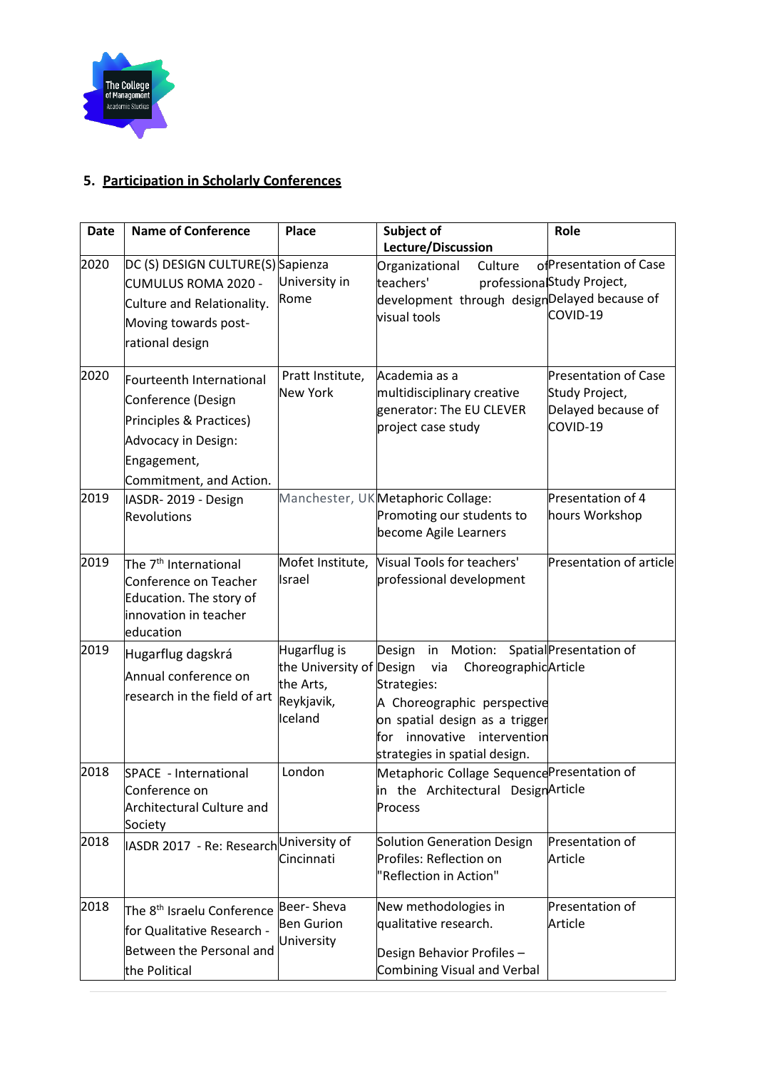## 5. Participation in Scholarly Conferences

| Date | Name of Conference | Place | Subject of Lecture/Discussion | Role |
|---|---|---|---|---|
| 2020 | DC (S) DESIGN CULTURE(S) CUMULUS ROMA 2020 - Culture and Relationality. Moving towards post-rational design | Sapienza University in Rome | Organizational Culture of teachers' professional development through design visual tools | Presentation of Case Study Project, Delayed because of COVID-19 |
| 2020 | Fourteenth International Conference (Design Principles & Practices) Advocacy in Design: Engagement, Commitment, and Action. | Pratt Institute, New York | Academia as a multidisciplinary creative generator: The EU CLEVER project case study | Presentation of Case Study Project, Delayed because of COVID-19 |
| 2019 | IASDR- 2019 - Design Revolutions | Manchester, UK | Metaphoric Collage: Promoting our students to become Agile Learners | Presentation of 4 hours Workshop |
| 2019 | The 7th International Conference on Teacher Education. The story of innovation in teacher education | Mofet Institute, Israel | Visual Tools for teachers' professional development | Presentation of article |
| 2019 | Hugarflug dagskrá Annual conference on research in the field of art | Hugarflug is the University of the Arts, Reykjavik, Iceland | Design in Motion: Spatial Design via Choreographic Strategies: A Choreographic perspective on spatial design as a trigger for innovative intervention strategies in spatial design. | Presentation of Article |
| 2018 | SPACE - International Conference on Architectural Culture and Society | London | Metaphoric Collage Sequence in the Architectural Design Process | Presentation of Article |
| 2018 | IASDR 2017 - Re: Research | University of Cincinnati | Solution Generation Design Profiles: Reflection on "Reflection in Action" | Presentation of Article |
| 2018 | The 8th Israelu Conference for Qualitative Research - Between the Personal and the Political | Beer- Sheva Ben Gurion University | New methodologies in qualitative research. Design Behavior Profiles – Combining Visual and Verbal | Presentation of Article |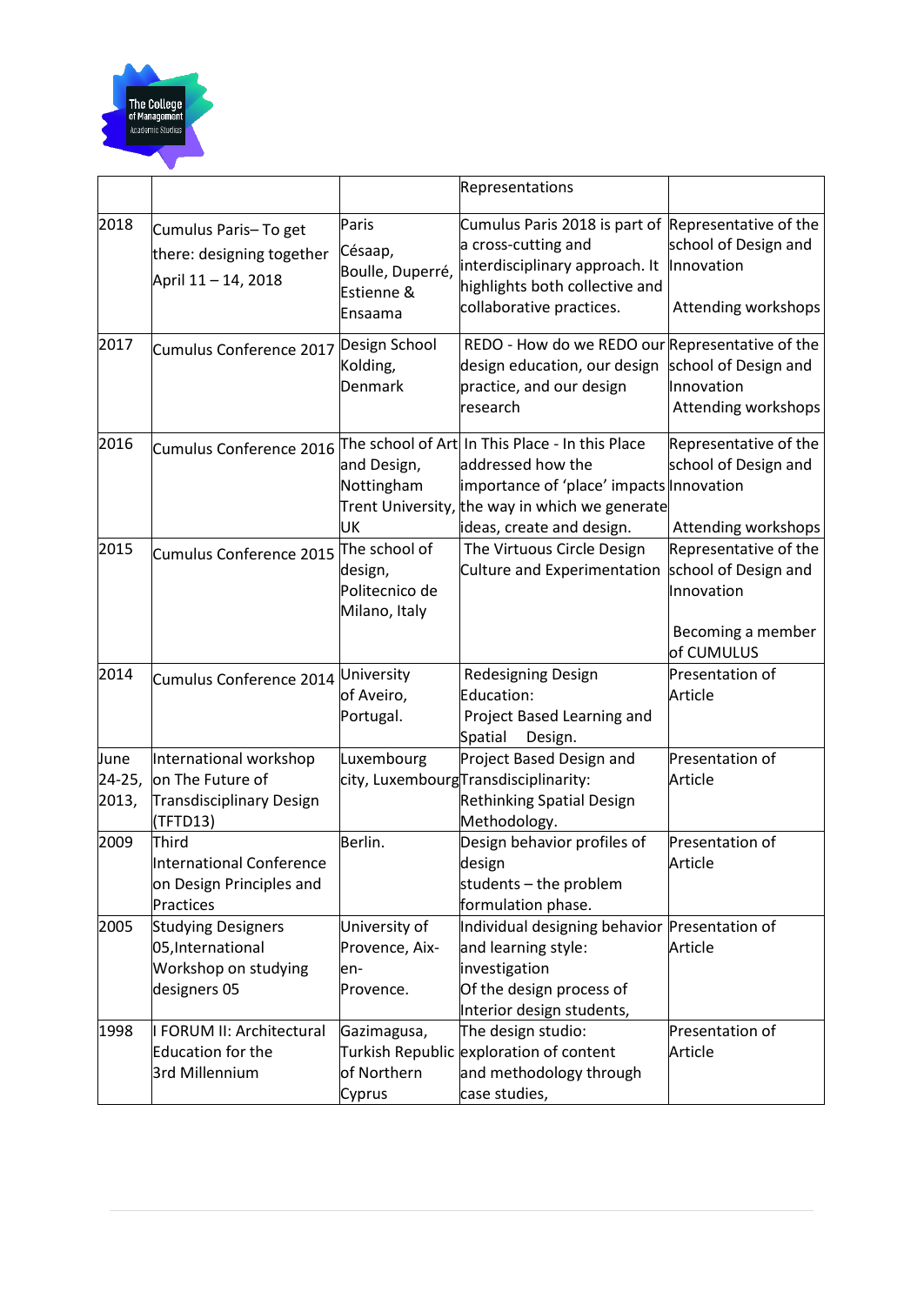|  |  |  | Representations |  |
|---|---|---|---|---|
| 2018 | Cumulus Paris– To get there: designing together April 11 – 14, 2018 | Paris Césaap, Boulle, Duperré, Estienne & Ensaama | Cumulus Paris 2018 is part of a cross-cutting and interdisciplinary approach. It highlights both collective and collaborative practices. | Representative of the school of Design and Innovation<br><br>Attending workshops |
| 2017 | Cumulus Conference 2017 | Design School Kolding, Denmark | REDO - How do we REDO our design education, our design practice, and our design research | Representative of the school of Design and Innovation<br>Attending workshops |
| 2016 | Cumulus Conference 2016 | The school of Art and Design, Nottingham Trent University, UK | In This Place - In this Place addressed how the importance of 'place' impacts the way in which we generate ideas, create and design. | Representative of the school of Design and Innovation<br><br>Attending workshops |
| 2015 | Cumulus Conference 2015 | The school of design, Politecnico de Milano, Italy | The Virtuous Circle Design Culture and Experimentation | Representative of the school of Design and Innovation<br><br>Becoming a member of CUMULUS |
| 2014 | Cumulus Conference 2014 | University of Aveiro, Portugal. | Redesigning Design Education: Project Based Learning and Spatial Design. | Presentation of Article |
| June 24-25, 2013, | International workshop on The Future of Transdisciplinary Design (TFTD13) | Luxembourg city, Luxembourg | Project Based Design and Transdisciplinarity: Rethinking Spatial Design Methodology. | Presentation of Article |
| 2009 | Third International Conference on Design Principles and Practices | Berlin. | Design behavior profiles of design students – the problem formulation phase. | Presentation of Article |
| 2005 | Studying Designers 05,International Workshop on studying designers 05 | University of Provence, Aix-en-Provence. | Individual designing behavior and learning style: investigation Of the design process of Interior design students, | Presentation of Article |
| 1998 | I FORUM II: Architectural Education for the 3rd Millennium | Gazimagusa, Turkish Republic of Northern Cyprus | The design studio: exploration of content and methodology through case studies, | Presentation of Article |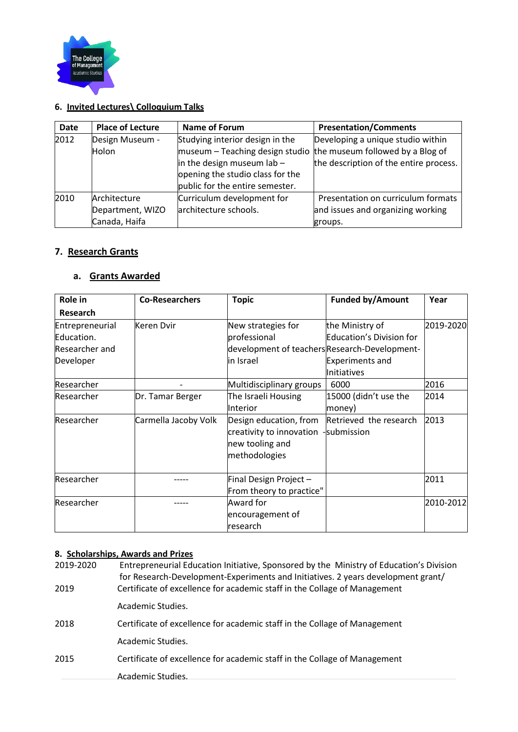## 6. Invited Lectures\ Colloquium Talks

| Date | Place of Lecture | Name of Forum | Presentation/Comments |
|---|---|---|---|
| 2012 | Design Museum - Holon | Studying interior design in the museum – Teaching design studio in the design museum lab – opening the studio class for the public for the entire semester. | Developing a unique studio within the museum followed by a Blog of the description of the entire process. |
| 2010 | Architecture Department, WIZO Canada, Haifa | Curriculum development for architecture schools. | Presentation on curriculum formats and issues and organizing working groups. |

## 7. Research Grants

### a. Grants Awarded

| Role in Research | Co-Researchers | Topic | Funded by/Amount | Year |
|---|---|---|---|---|
| Entrepreneurial Education. Researcher and Developer | Keren Dvir | New strategies for professional development of teachers in Israel | the Ministry of Education's Division for Research-Development-Experiments and Initiatives | 2019-2020 |
| Researcher | - | Multidisciplinary groups | 6000 | 2016 |
| Researcher | Dr. Tamar Berger | The Israeli Housing Interior | 15000 (didn't use the money) | 2014 |
| Researcher | Carmella Jacoby Volk | Design education, from creativity to innovation - new tooling and methodologies | Retrieved the research submission | 2013 |
| Researcher | ----- | Final Design Project – From theory to practice" | | 2011 |
| Researcher | ----- | Award for encouragement of research | | 2010-2012 |

## 8. Scholarships, Awards and Prizes

2019-2020 Entrepreneurial Education Initiative, Sponsored by the Ministry of Education's Division for Research-Development-Experiments and Initiatives. 2 years development grant/

2019 Certificate of excellence for academic staff in the Collage of Management Academic Studies.

2018 Certificate of excellence for academic staff in the Collage of Management Academic Studies.

2015 Certificate of excellence for academic staff in the Collage of Management Academic Studies.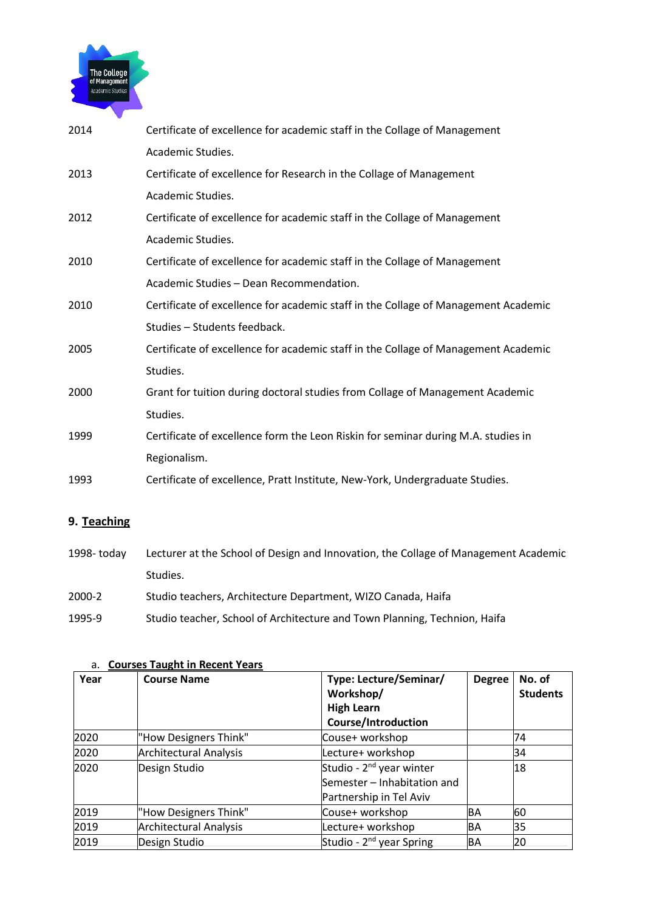| | |
|---|---|
| 2014 | Certificate of excellence for academic staff in the Collage of Management Academic Studies. |
| 2013 | Certificate of excellence for Research in the Collage of Management Academic Studies. |
| 2012 | Certificate of excellence for academic staff in the Collage of Management Academic Studies. |
| 2010 | Certificate of excellence for academic staff in the Collage of Management Academic Studies – Dean Recommendation. |
| 2010 | Certificate of excellence for academic staff in the Collage of Management Academic Studies – Students feedback. |
| 2005 | Certificate of excellence for academic staff in the Collage of Management Academic Studies. |
| 2000 | Grant for tuition during doctoral studies from Collage of Management Academic Studies. |
| 1999 | Certificate of excellence form the Leon Riskin for seminar during M.A. studies in Regionalism. |
| 1993 | Certificate of excellence, Pratt Institute, New-York, Undergraduate Studies. |

## 9. Teaching

| | |
|---|---|
| 1998- today | Lecturer at the School of Design and Innovation, the Collage of Management Academic Studies. |
| 2000-2 | Studio teachers, Architecture Department, WIZO Canada, Haifa |
| 1995-9 | Studio teacher, School of Architecture and Town Planning, Technion, Haifa |

### a. Courses Taught in Recent Years

| Year | Course Name | Type: Lecture/Seminar/ Workshop/ High Learn Course/Introduction | Degree | No. of Students |
|---|---|---|---|---|
| 2020 | "How Designers Think" | Couse+ workshop | | 74 |
| 2020 | Architectural Analysis | Lecture+ workshop | | 34 |
| 2020 | Design Studio | Studio - 2nd year winter Semester – Inhabitation and Partnership in Tel Aviv | | 18 |
| 2019 | "How Designers Think" | Couse+ workshop | BA | 60 |
| 2019 | Architectural Analysis | Lecture+ workshop | BA | 35 |
| 2019 | Design Studio | Studio - 2nd year Spring | BA | 20 |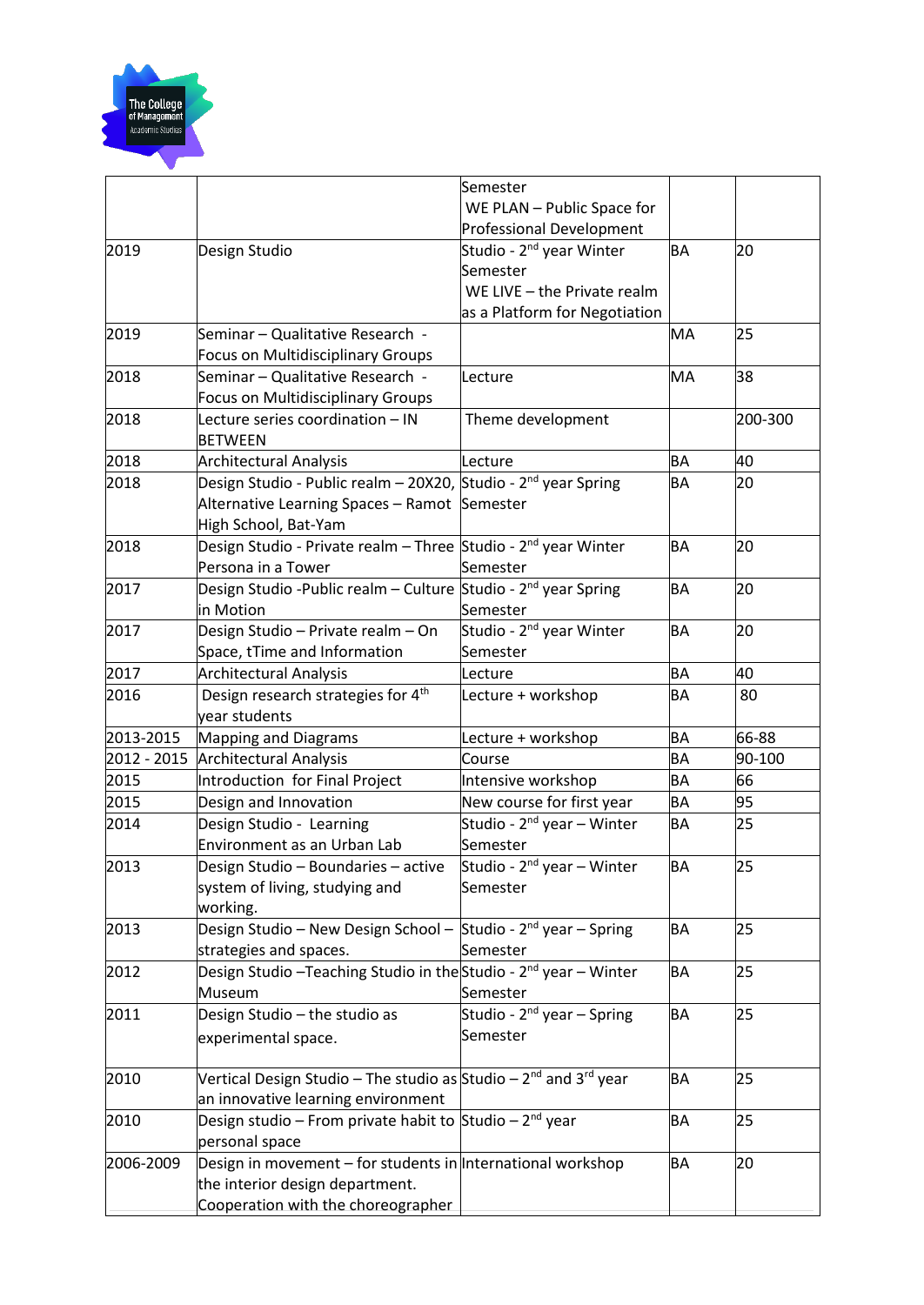| | | | | |
|---|---|---|---|---|
| | | Semester WE PLAN – Public Space for Professional Development | | |
| 2019 | Design Studio | Studio - 2nd year Winter Semester WE LIVE – the Private realm as a Platform for Negotiation | BA | 20 |
| 2019 | Seminar – Qualitative Research - Focus on Multidisciplinary Groups | | MA | 25 |
| 2018 | Seminar – Qualitative Research - Focus on Multidisciplinary Groups | Lecture | MA | 38 |
| 2018 | Lecture series coordination – IN BETWEEN | Theme development | | 200-300 |
| 2018 | Architectural Analysis | Lecture | BA | 40 |
| 2018 | Design Studio - Public realm – 20X20, Alternative Learning Spaces – Ramot High School, Bat-Yam | Studio - 2nd year Spring Semester | BA | 20 |
| 2018 | Design Studio - Private realm – Three Persona in a Tower | Studio - 2nd year Winter Semester | BA | 20 |
| 2017 | Design Studio -Public realm – Culture in Motion | Studio - 2nd year Spring Semester | BA | 20 |
| 2017 | Design Studio – Private realm – On Space, tTime and Information | Studio - 2nd year Winter Semester | BA | 20 |
| 2017 | Architectural Analysis | Lecture | BA | 40 |
| 2016 | Design research strategies for 4th year students | Lecture + workshop | BA | 80 |
| 2013-2015 | Mapping and Diagrams | Lecture + workshop | BA | 66-88 |
| 2012 - 2015 | Architectural Analysis | Course | BA | 90-100 |
| 2015 | Introduction for Final Project | Intensive workshop | BA | 66 |
| 2015 | Design and Innovation | New course for first year | BA | 95 |
| 2014 | Design Studio - Learning Environment as an Urban Lab | Studio - 2nd year – Winter Semester | BA | 25 |
| 2013 | Design Studio – Boundaries – active system of living, studying and working. | Studio - 2nd year – Winter Semester | BA | 25 |
| 2013 | Design Studio – New Design School – strategies and spaces. | Studio - 2nd year – Spring Semester | BA | 25 |
| 2012 | Design Studio –Teaching Studio in the Museum | Studio - 2nd year – Winter Semester | BA | 25 |
| 2011 | Design Studio – the studio as experimental space. | Studio - 2nd year – Spring Semester | BA | 25 |
| 2010 | Vertical Design Studio – The studio as an innovative learning environment | Studio – 2nd and 3rd year | BA | 25 |
| 2010 | Design studio – From private habit to personal space | Studio – 2nd year | BA | 25 |
| 2006-2009 | Design in movement – for students in the interior design department. Cooperation with the choreographer | International workshop | BA | 20 |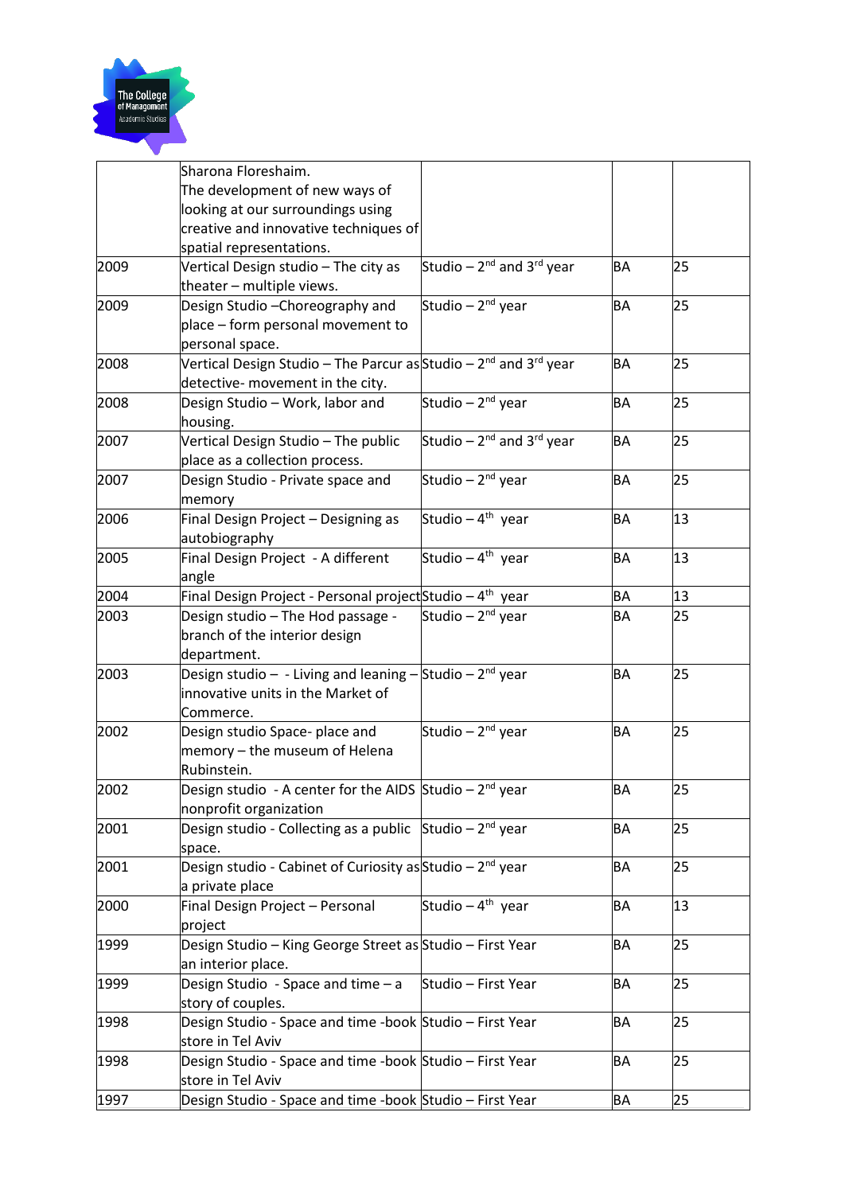| | | | | |
|---|---|---|---|---|
| | Sharona Floreshaim. The development of new ways of looking at our surroundings using creative and innovative techniques of spatial representations. | | | |
| 2009 | Vertical Design studio – The city as theater – multiple views. | Studio – 2nd and 3rd year | BA | 25 |
| 2009 | Design Studio –Choreography and place – form personal movement to personal space. | Studio – 2nd year | BA | 25 |
| 2008 | Vertical Design Studio – The Parcur as detective- movement in the city. | Studio – 2nd and 3rd year | BA | 25 |
| 2008 | Design Studio – Work, labor and housing. | Studio – 2nd year | BA | 25 |
| 2007 | Vertical Design Studio – The public place as a collection process. | Studio – 2nd and 3rd year | BA | 25 |
| 2007 | Design Studio - Private space and memory | Studio – 2nd year | BA | 25 |
| 2006 | Final Design Project – Designing as autobiography | Studio – 4th year | BA | 13 |
| 2005 | Final Design Project - A different angle | Studio – 4th year | BA | 13 |
| 2004 | Final Design Project - Personal project | Studio – 4th year | BA | 13 |
| 2003 | Design studio – The Hod passage - branch of the interior design department. | Studio – 2nd year | BA | 25 |
| 2003 | Design studio – - Living and leaning – innovative units in the Market of Commerce. | Studio – 2nd year | BA | 25 |
| 2002 | Design studio Space- place and memory – the museum of Helena Rubinstein. | Studio – 2nd year | BA | 25 |
| 2002 | Design studio - A center for the AIDS nonprofit organization | Studio – 2nd year | BA | 25 |
| 2001 | Design studio - Collecting as a public space. | Studio – 2nd year | BA | 25 |
| 2001 | Design studio - Cabinet of Curiosity as a private place | Studio – 2nd year | BA | 25 |
| 2000 | Final Design Project – Personal project | Studio – 4th year | BA | 13 |
| 1999 | Design Studio – King George Street as an interior place. | Studio – First Year | BA | 25 |
| 1999 | Design Studio - Space and time – a story of couples. | Studio – First Year | BA | 25 |
| 1998 | Design Studio - Space and time -book store in Tel Aviv | Studio – First Year | BA | 25 |
| 1998 | Design Studio - Space and time -book store in Tel Aviv | Studio – First Year | BA | 25 |
| 1997 | Design Studio - Space and time -book | Studio – First Year | BA | 25 |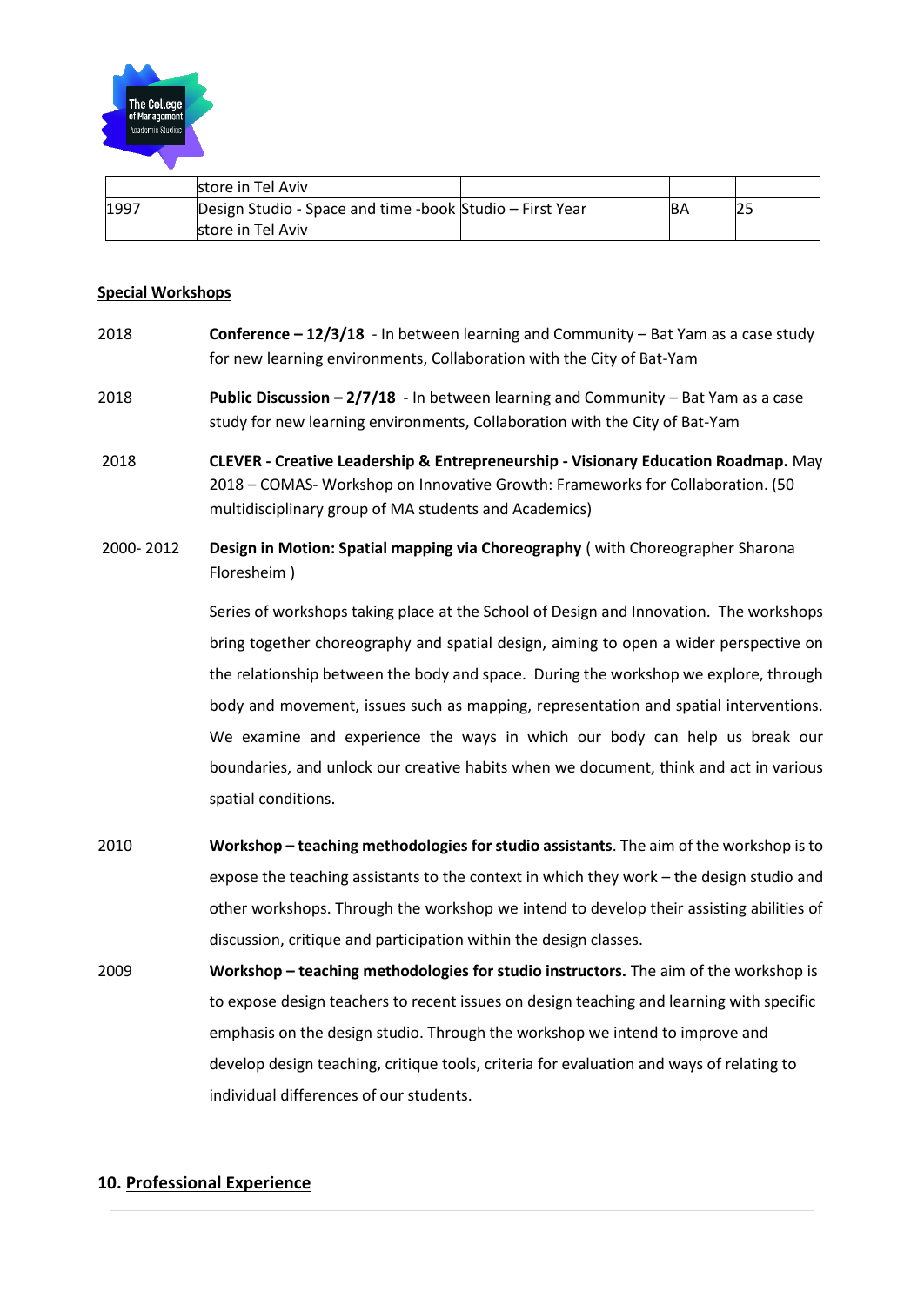|  | store in Tel Aviv |  |  |  |
|---|---|---|---|---|
| 1997 | Design Studio - Space and time -book store in Tel Aviv | Studio – First Year | BA | 25 |

**Special Workshops**

2018 **Conference – 12/3/18** - In between learning and Community – Bat Yam as a case study for new learning environments, Collaboration with the City of Bat-Yam

2018 **Public Discussion – 2/7/18** - In between learning and Community – Bat Yam as a case study for new learning environments, Collaboration with the City of Bat-Yam

2018 **CLEVER - Creative Leadership & Entrepreneurship - Visionary Education Roadmap.** May 2018 – COMAS- Workshop on Innovative Growth: Frameworks for Collaboration. (50 multidisciplinary group of MA students and Academics)

2000- 2012 **Design in Motion: Spatial mapping via Choreography** ( with Choreographer Sharona Floresheim )

Series of workshops taking place at the School of Design and Innovation. The workshops bring together choreography and spatial design, aiming to open a wider perspective on the relationship between the body and space. During the workshop we explore, through body and movement, issues such as mapping, representation and spatial interventions. We examine and experience the ways in which our body can help us break our boundaries, and unlock our creative habits when we document, think and act in various spatial conditions.

2010 **Workshop – teaching methodologies for studio assistants**. The aim of the workshop is to expose the teaching assistants to the context in which they work – the design studio and other workshops. Through the workshop we intend to develop their assisting abilities of discussion, critique and participation within the design classes.

2009 **Workshop – teaching methodologies for studio instructors.** The aim of the workshop is to expose design teachers to recent issues on design teaching and learning with specific emphasis on the design studio. Through the workshop we intend to improve and develop design teaching, critique tools, criteria for evaluation and ways of relating to individual differences of our students.

## 10. Professional Experience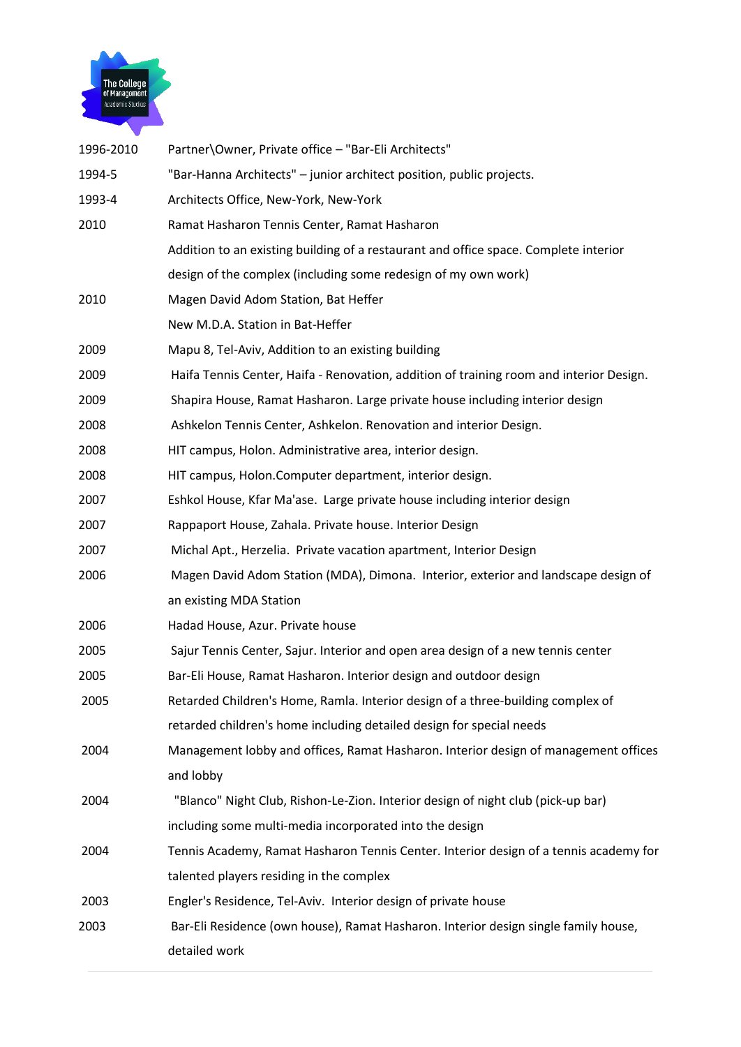| | |
|---|---|
| 1996-2010 | Partner\Owner, Private office – "Bar-Eli Architects" |
| 1994-5 | "Bar-Hanna Architects" – junior architect position, public projects. |
| 1993-4 | Architects Office, New-York, New-York |
| 2010 | Ramat Hasharon Tennis Center, Ramat Hasharon<br>Addition to an existing building of a restaurant and office space. Complete interior design of the complex (including some redesign of my own work) |
| 2010 | Magen David Adom Station, Bat Heffer<br>New M.D.A. Station in Bat-Heffer |
| 2009 | Mapu 8, Tel-Aviv, Addition to an existing building |
| 2009 | Haifa Tennis Center, Haifa - Renovation, addition of training room and interior Design. |
| 2009 | Shapira House, Ramat Hasharon. Large private house including interior design |
| 2008 | Ashkelon Tennis Center, Ashkelon. Renovation and interior Design. |
| 2008 | HIT campus, Holon. Administrative area, interior design. |
| 2008 | HIT campus, Holon.Computer department, interior design. |
| 2007 | Eshkol House, Kfar Ma'ase. Large private house including interior design |
| 2007 | Rappaport House, Zahala. Private house. Interior Design |
| 2007 | Michal Apt., Herzelia. Private vacation apartment, Interior Design |
| 2006 | Magen David Adom Station (MDA), Dimona. Interior, exterior and landscape design of an existing MDA Station |
| 2006 | Hadad House, Azur. Private house |
| 2005 | Sajur Tennis Center, Sajur. Interior and open area design of a new tennis center |
| 2005 | Bar-Eli House, Ramat Hasharon. Interior design and outdoor design |
| 2005 | Retarded Children's Home, Ramla. Interior design of a three-building complex of retarded children's home including detailed design for special needs |
| 2004 | Management lobby and offices, Ramat Hasharon. Interior design of management offices and lobby |
| 2004 | "Blanco" Night Club, Rishon-Le-Zion. Interior design of night club (pick-up bar) including some multi-media incorporated into the design |
| 2004 | Tennis Academy, Ramat Hasharon Tennis Center. Interior design of a tennis academy for talented players residing in the complex |
| 2003 | Engler's Residence, Tel-Aviv. Interior design of private house |
| 2003 | Bar-Eli Residence (own house), Ramat Hasharon. Interior design single family house, detailed work |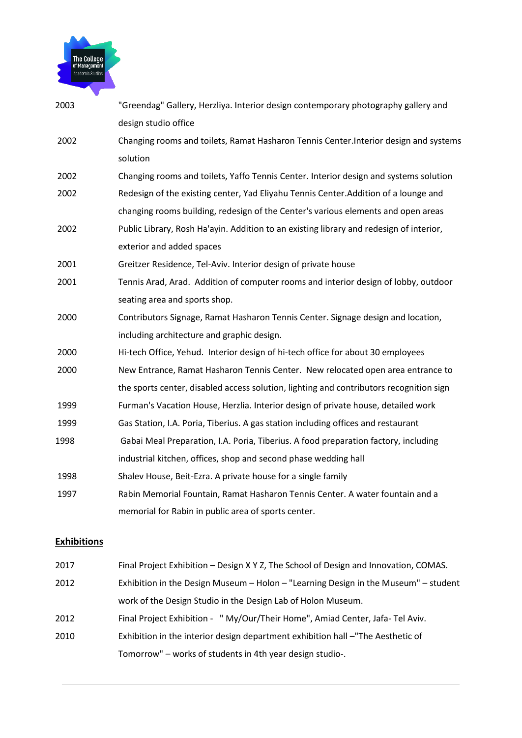| | |
|---|---|
| 2003 | "Greendag" Gallery, Herzliya. Interior design contemporary photography gallery and design studio office |
| 2002 | Changing rooms and toilets, Ramat Hasharon Tennis Center.Interior design and systems solution |
| 2002 | Changing rooms and toilets, Yaffo Tennis Center. Interior design and systems solution |
| 2002 | Redesign of the existing center, Yad Eliyahu Tennis Center.Addition of a lounge and changing rooms building, redesign of the Center's various elements and open areas |
| 2002 | Public Library, Rosh Ha'ayin. Addition to an existing library and redesign of interior, exterior and added spaces |
| 2001 | Greitzer Residence, Tel-Aviv. Interior design of private house |
| 2001 | Tennis Arad, Arad. Addition of computer rooms and interior design of lobby, outdoor seating area and sports shop. |
| 2000 | Contributors Signage, Ramat Hasharon Tennis Center. Signage design and location, including architecture and graphic design. |
| 2000 | Hi-tech Office, Yehud. Interior design of hi-tech office for about 30 employees |
| 2000 | New Entrance, Ramat Hasharon Tennis Center. New relocated open area entrance to the sports center, disabled access solution, lighting and contributors recognition sign |
| 1999 | Furman's Vacation House, Herzlia. Interior design of private house, detailed work |
| 1999 | Gas Station, I.A. Poria, Tiberius. A gas station including offices and restaurant |
| 1998 | Gabai Meal Preparation, I.A. Poria, Tiberius. A food preparation factory, including industrial kitchen, offices, shop and second phase wedding hall |
| 1998 | Shalev House, Beit-Ezra. A private house for a single family |
| 1997 | Rabin Memorial Fountain, Ramat Hasharon Tennis Center. A water fountain and a memorial for Rabin in public area of sports center. |

**Exhibitions**

| | |
|---|---|
| 2017 | Final Project Exhibition – Design X Y Z, The School of Design and Innovation, COMAS. |
| 2012 | Exhibition in the Design Museum – Holon – "Learning Design in the Museum" – student work of the Design Studio in the Design Lab of Holon Museum. |
| 2012 | Final Project Exhibition - " My/Our/Their Home", Amiad Center, Jafa- Tel Aviv. |
| 2010 | Exhibition in the interior design department exhibition hall –"The Aesthetic of Tomorrow" – works of students in 4th year design studio-. |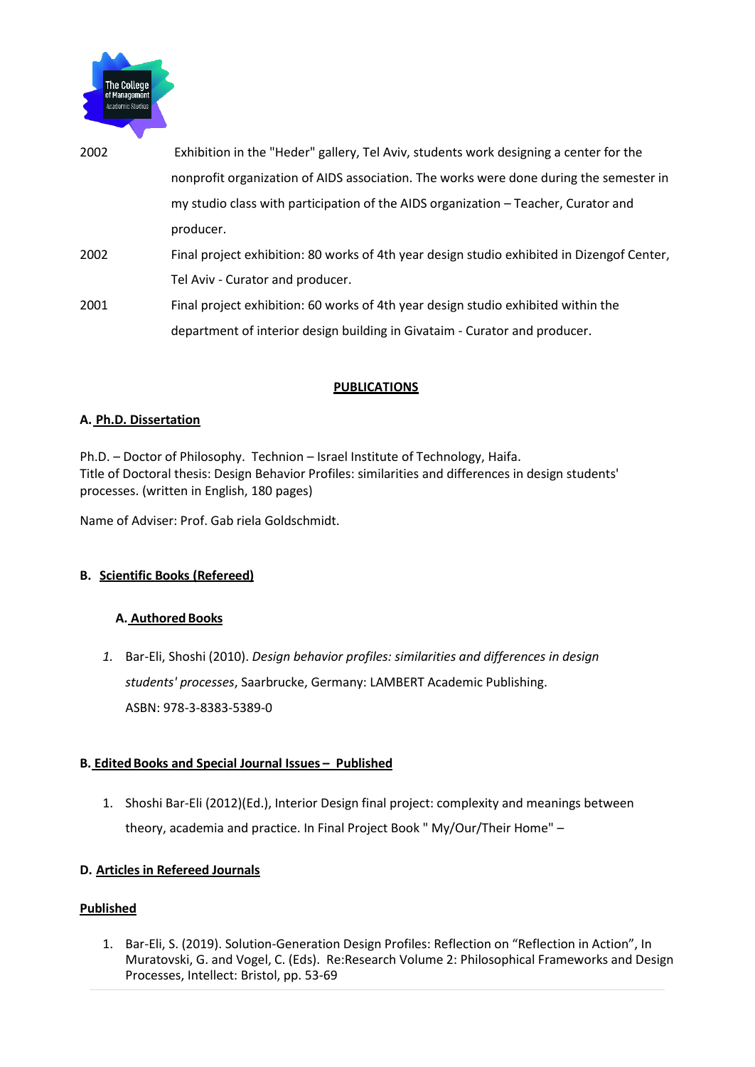| | |
|---|---|
| 2002 | Exhibition in the "Heder" gallery, Tel Aviv, students work designing a center for the nonprofit organization of AIDS association. The works were done during the semester in my studio class with participation of the AIDS organization – Teacher, Curator and producer. |
| 2002 | Final project exhibition: 80 works of 4th year design studio exhibited in Dizengof Center, Tel Aviv - Curator and producer. |
| 2001 | Final project exhibition: 60 works of 4th year design studio exhibited within the department of interior design building in Givataim - Curator and producer. |

## PUBLICATIONS

### A. Ph.D. Dissertation

Ph.D. – Doctor of Philosophy. Technion – Israel Institute of Technology, Haifa.
Title of Doctoral thesis: Design Behavior Profiles: similarities and differences in design students' processes. (written in English, 180 pages)

Name of Adviser: Prof. Gab riela Goldschmidt.

### B. Scientific Books (Refereed)

#### A. Authored Books

1. Bar-Eli, Shoshi (2010). *Design behavior profiles: similarities and differences in design students' processes*, Saarbrucke, Germany: LAMBERT Academic Publishing.
   ASBN: 978-3-8383-5389-0

### B. Edited Books and Special Journal Issues – Published

1. Shoshi Bar-Eli (2012)(Ed.), Interior Design final project: complexity and meanings between theory, academia and practice. In Final Project Book " My/Our/Their Home" –

### D. Articles in Refereed Journals

**Published**

1. Bar-Eli, S. (2019). Solution-Generation Design Profiles: Reflection on "Reflection in Action", In Muratovski, G. and Vogel, C. (Eds). Re:Research Volume 2: Philosophical Frameworks and Design Processes, Intellect: Bristol, pp. 53-69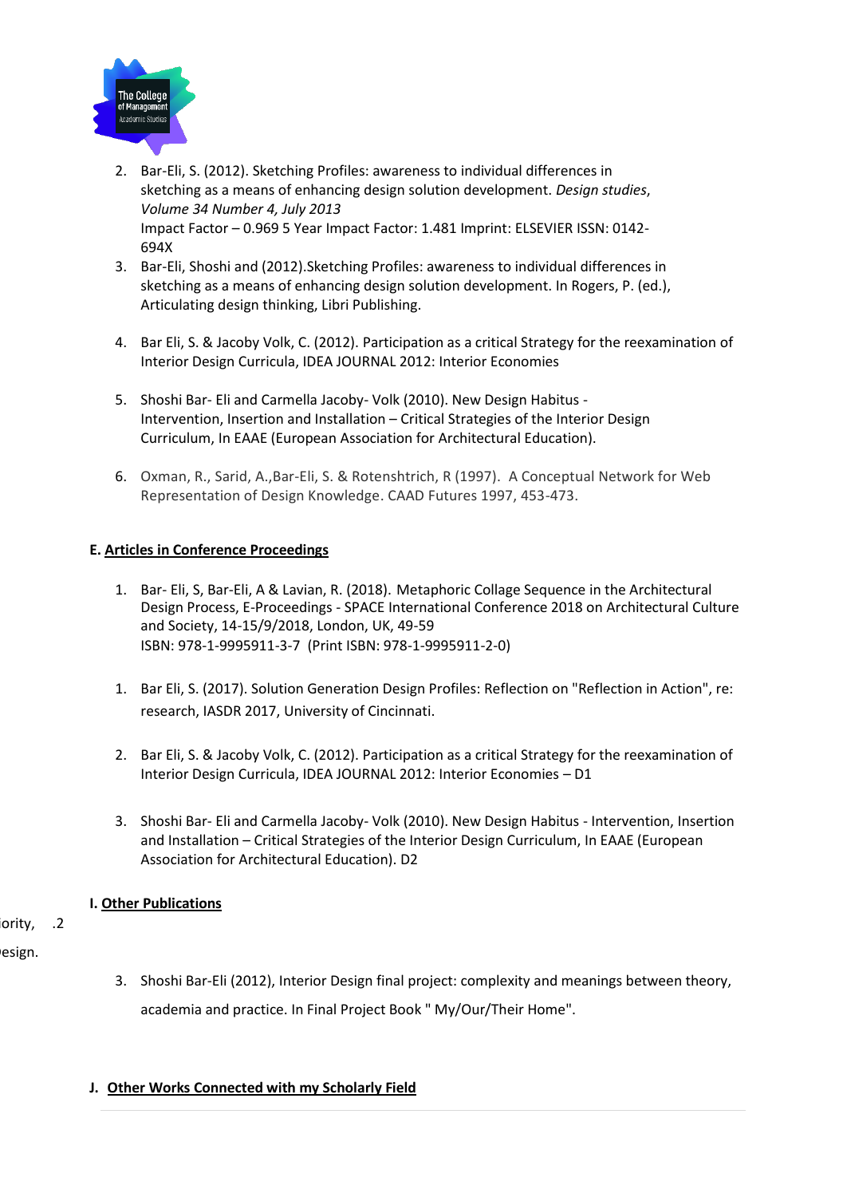2. Bar-Eli, S. (2012). Sketching Profiles: awareness to individual differences in sketching as a means of enhancing design solution development. *Design studies*, *Volume 34 Number 4, July 2013*
   Impact Factor – 0.969 5 Year Impact Factor: 1.481 Imprint: ELSEVIER ISSN: 0142-694X
3. Bar-Eli, Shoshi and (2012).Sketching Profiles: awareness to individual differences in sketching as a means of enhancing design solution development. In Rogers, P. (ed.), Articulating design thinking, Libri Publishing.

4. Bar Eli, S. & Jacoby Volk, C. (2012). Participation as a critical Strategy for the reexamination of Interior Design Curricula, IDEA JOURNAL 2012: Interior Economies

5. Shoshi Bar- Eli and Carmella Jacoby- Volk (2010). New Design Habitus - Intervention, Insertion and Installation – Critical Strategies of the Interior Design Curriculum, In EAAE (European Association for Architectural Education).

6. Oxman, R., Sarid, A.,Bar-Eli, S. & Rotenshtrich, R (1997). A Conceptual Network for Web Representation of Design Knowledge. CAAD Futures 1997, 453-473.

**E. Articles in Conference Proceedings**

1. Bar- Eli, S, Bar-Eli, A & Lavian, R. (2018). Metaphoric Collage Sequence in the Architectural Design Process, E-Proceedings - SPACE International Conference 2018 on Architectural Culture and Society, 14-15/9/2018, London, UK, 49-59
   ISBN: 978-1-9995911-3-7 (Print ISBN: 978-1-9995911-2-0)

1. Bar Eli, S. (2017). Solution Generation Design Profiles: Reflection on "Reflection in Action", re: research, IASDR 2017, University of Cincinnati.

2. Bar Eli, S. & Jacoby Volk, C. (2012). Participation as a critical Strategy for the reexamination of Interior Design Curricula, IDEA JOURNAL 2012: Interior Economies – D1

3. Shoshi Bar- Eli and Carmella Jacoby- Volk (2010). New Design Habitus - Intervention, Insertion and Installation – Critical Strategies of the Interior Design Curriculum, In EAAE (European Association for Architectural Education). D2

**I. Other Publications**

iority, .2

esign.

3. Shoshi Bar-Eli (2012), Interior Design final project: complexity and meanings between theory, academia and practice. In Final Project Book " My/Our/Their Home".

**J. Other Works Connected with my Scholarly Field**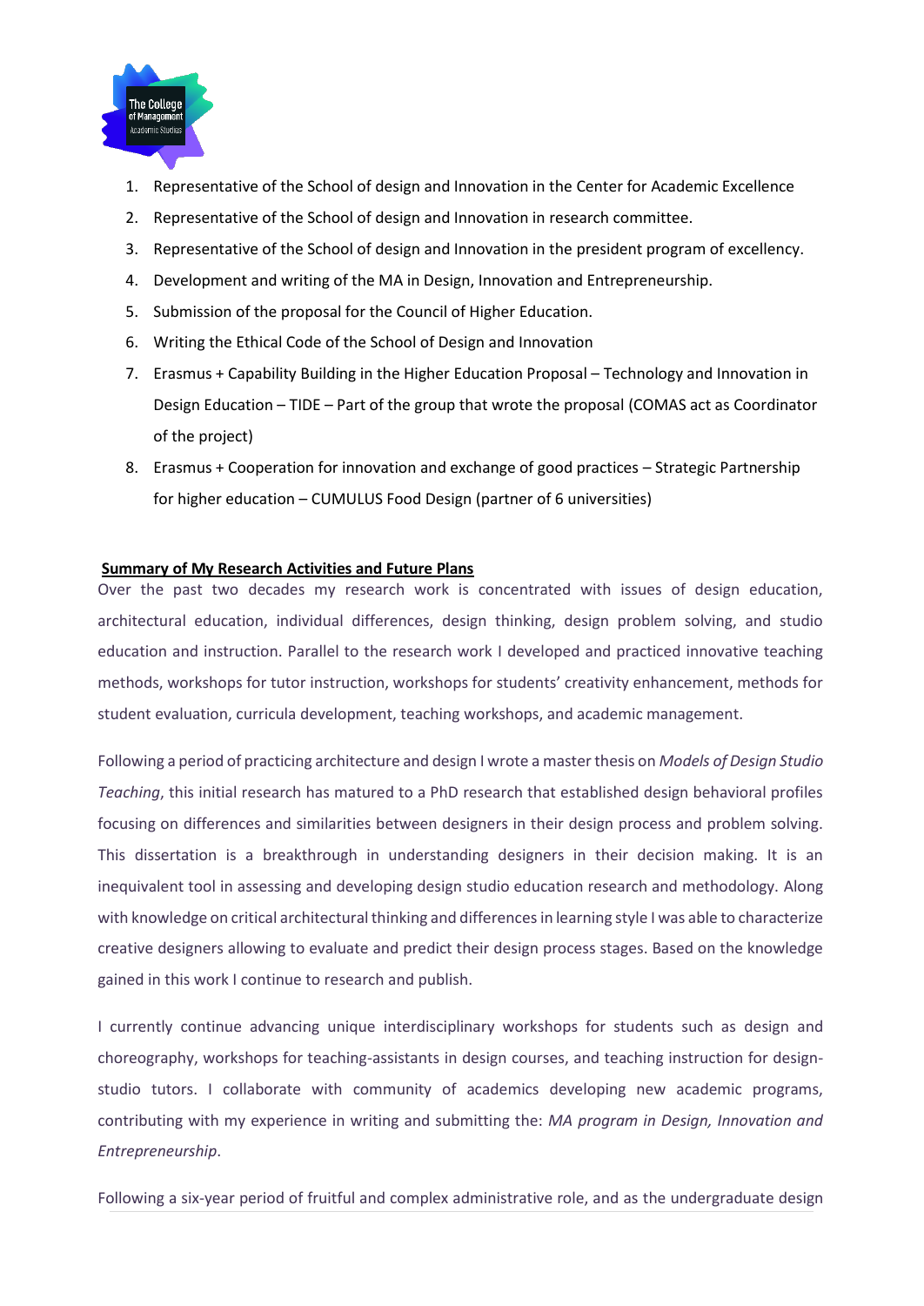1. Representative of the School of design and Innovation in the Center for Academic Excellence
2. Representative of the School of design and Innovation in research committee.
3. Representative of the School of design and Innovation in the president program of excellency.
4. Development and writing of the MA in Design, Innovation and Entrepreneurship.
5. Submission of the proposal for the Council of Higher Education.
6. Writing the Ethical Code of the School of Design and Innovation
7. Erasmus + Capability Building in the Higher Education Proposal – Technology and Innovation in Design Education – TIDE – Part of the group that wrote the proposal (COMAS act as Coordinator of the project)
8. Erasmus + Cooperation for innovation and exchange of good practices – Strategic Partnership for higher education – CUMULUS Food Design (partner of 6 universities)

**Summary of My Research Activities and Future Plans**

Over the past two decades my research work is concentrated with issues of design education, architectural education, individual differences, design thinking, design problem solving, and studio education and instruction. Parallel to the research work I developed and practiced innovative teaching methods, workshops for tutor instruction, workshops for students' creativity enhancement, methods for student evaluation, curricula development, teaching workshops, and academic management.

Following a period of practicing architecture and design I wrote a master thesis on *Models of Design Studio Teaching*, this initial research has matured to a PhD research that established design behavioral profiles focusing on differences and similarities between designers in their design process and problem solving. This dissertation is a breakthrough in understanding designers in their decision making. It is an inequivalent tool in assessing and developing design studio education research and methodology. Along with knowledge on critical architectural thinking and differences in learning style I was able to characterize creative designers allowing to evaluate and predict their design process stages. Based on the knowledge gained in this work I continue to research and publish.

I currently continue advancing unique interdisciplinary workshops for students such as design and choreography, workshops for teaching-assistants in design courses, and teaching instruction for design-studio tutors. I collaborate with community of academics developing new academic programs, contributing with my experience in writing and submitting the: *MA program in Design, Innovation and Entrepreneurship*.

Following a six-year period of fruitful and complex administrative role, and as the undergraduate design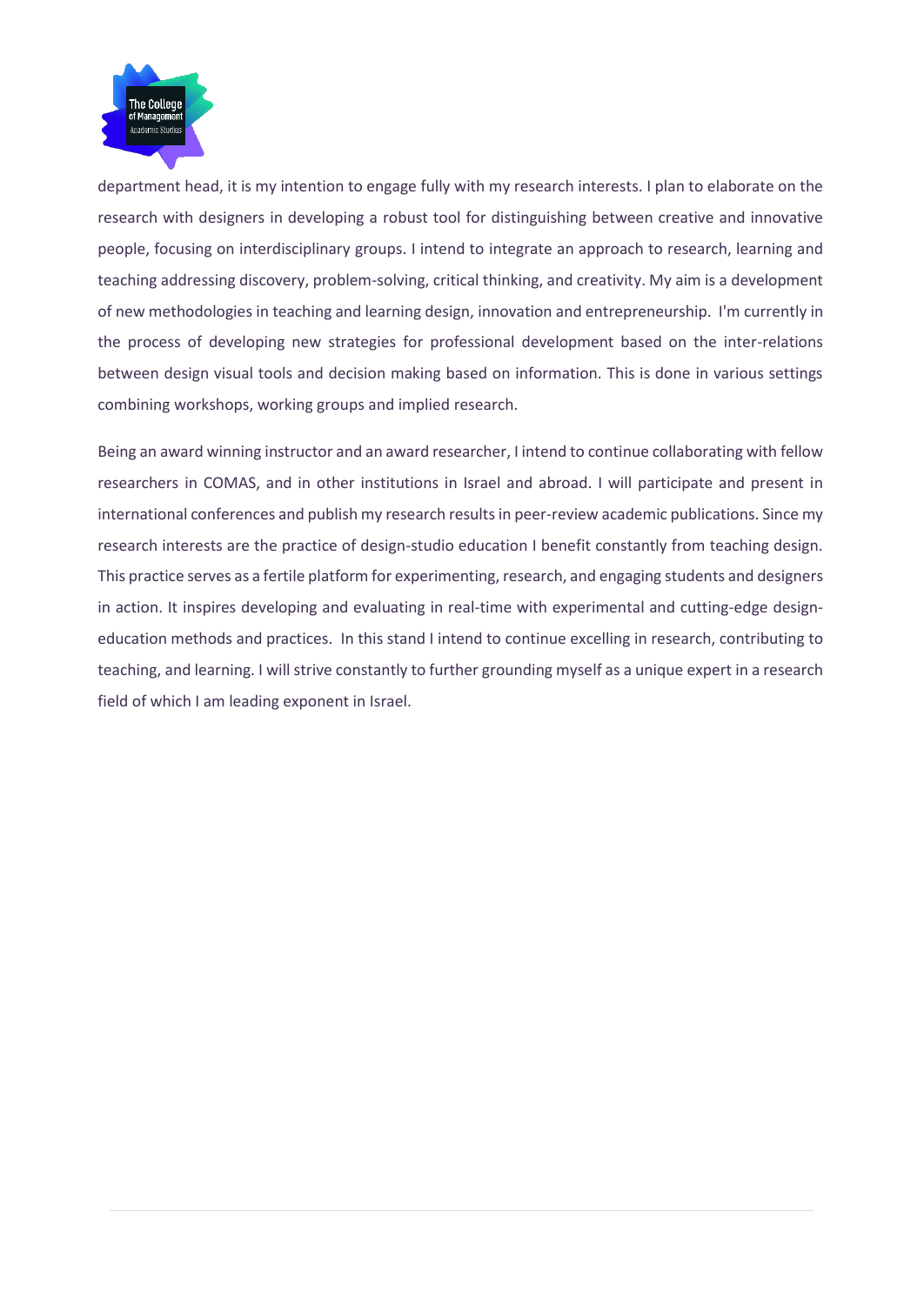department head, it is my intention to engage fully with my research interests. I plan to elaborate on the research with designers in developing a robust tool for distinguishing between creative and innovative people, focusing on interdisciplinary groups. I intend to integrate an approach to research, learning and teaching addressing discovery, problem-solving, critical thinking, and creativity. My aim is a development of new methodologies in teaching and learning design, innovation and entrepreneurship. I'm currently in the process of developing new strategies for professional development based on the inter-relations between design visual tools and decision making based on information. This is done in various settings combining workshops, working groups and implied research.

Being an award winning instructor and an award researcher, I intend to continue collaborating with fellow researchers in COMAS, and in other institutions in Israel and abroad. I will participate and present in international conferences and publish my research results in peer-review academic publications. Since my research interests are the practice of design-studio education I benefit constantly from teaching design. This practice serves as a fertile platform for experimenting, research, and engaging students and designers in action. It inspires developing and evaluating in real-time with experimental and cutting-edge design-education methods and practices. In this stand I intend to continue excelling in research, contributing to teaching, and learning. I will strive constantly to further grounding myself as a unique expert in a research field of which I am leading exponent in Israel.